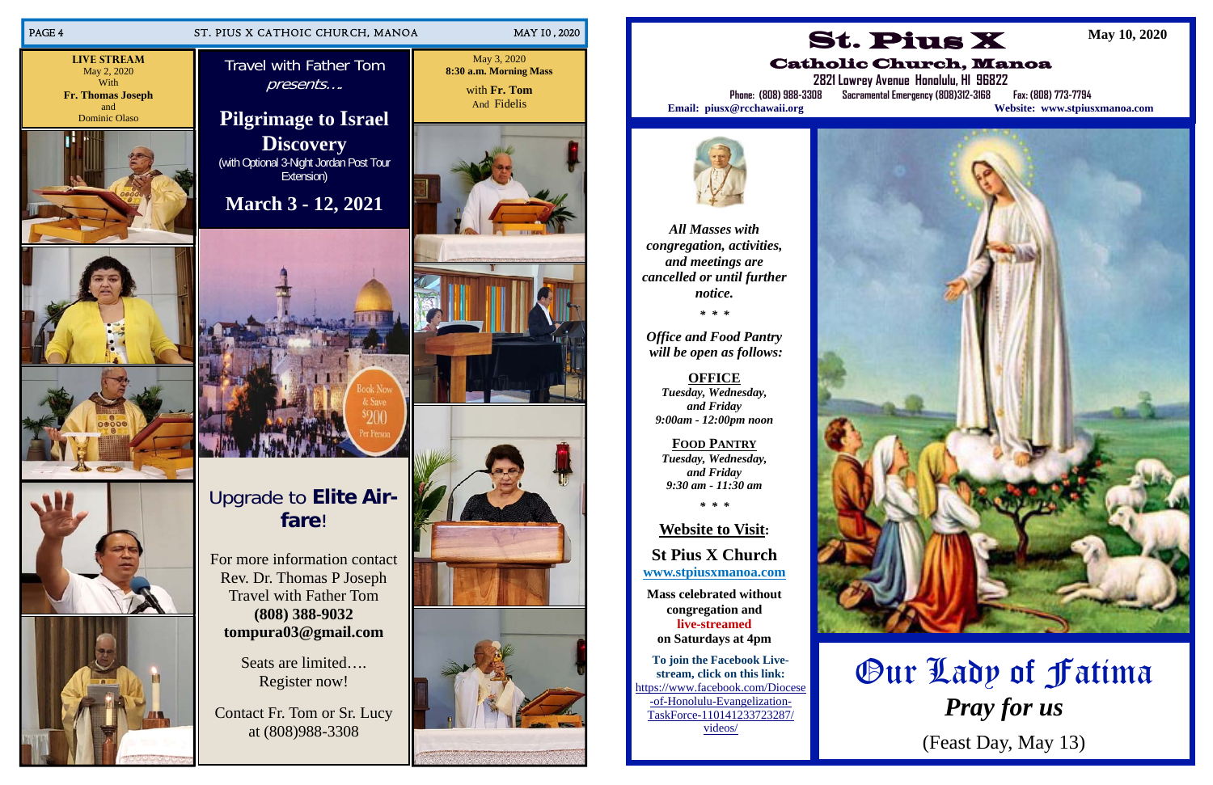**LIVE STREAM**
May 2, 2020
With
**Fr. Thomas Joseph**
and
Dominic Olaso

## Travel with Father Tom

*presents….*

# Pilgrimage to Israel Discovery

(with Optional 3-Night Jordan Post Tour Extension)

## March 3 - 12, 2021

Book Now & Save $200 Per Person

## Upgrade to **Elite Airfare**!

For more information contact
Rev. Dr. Thomas P Joseph
Travel with Father Tom
**(808) 388-9032**
**tompura03@gmail.com**

Seats are limited….
Register now!

Contact Fr. Tom or Sr. Lucy
at (808)988-3308

May 3, 2020
**8:30 a.m. Morning Mass**
with **Fr. Tom**
And Fidelis

---

# St. Pius X

## Catholic Church, Manoa

**May 10, 2020**

2821 Lowrey Avenue Honolulu, HI 96822
Phone: (808) 988-3308 Sacramental Emergency (808)312-3168 Fax: (808) 773-7794
**Email: piusx@rcchawaii.org** **Website: www.stpiusxmanoa.com**

***All Masses with congregation, activities, and meetings are cancelled or until further notice.***

\* \* \*

***Office and Food Pantry will be open as follows:***

**OFFICE**
***Tuesday, Wednesday, and Friday***
***9:00am - 12:00pm noon***

**FOOD PANTRY**
***Tuesday, Wednesday, and Friday***
***9:30 am - 11:30 am***

\* \* \*

**Website to Visit:**

**St Pius X Church**
**www.stpiusxmanoa.com**

**Mass celebrated without congregation and live-streamed on Saturdays at 4pm**

**To join the Facebook Live-stream, click on this link:**
https://www.facebook.com/Diocese-of-Honolulu-Evangelization-TaskForce-110141233723287/videos/

# Our Lady of Fatima

## *Pray for us*

(Feast Day, May 13)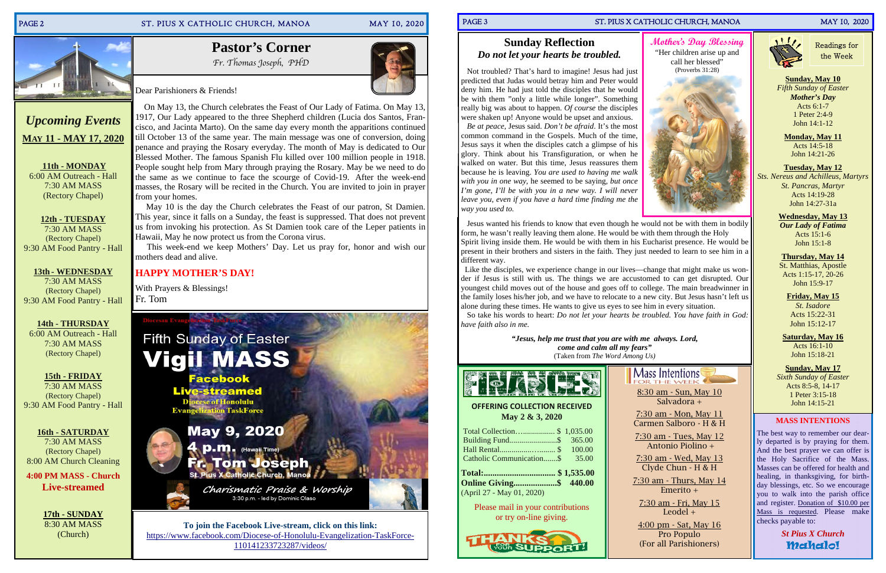## Upcoming Events

**MAY 11 - MAY 17, 2020**

**11th - MONDAY**
6:00 AM Outreach - Hall
7:30 AM MASS
(Rectory Chapel)

**12th - TUESDAY**
7:30 AM MASS
(Rectory Chapel)
9:30 AM Food Pantry - Hall

**13th - WEDNESDAY**
7:30 AM MASS
(Rectory Chapel)
9:30 AM Food Pantry - Hall

**14th - THURSDAY**
6:00 AM Outreach - Hall
7:30 AM MASS
(Rectory Chapel)

**15th - FRIDAY**
7:30 AM MASS
(Rectory Chapel)
9:30 AM Food Pantry - Hall

**16th - SATURDAY**
7:30 AM MASS
(Rectory Chapel)
8:00 AM Church Cleaning

**4:00 PM MASS - Church**
**Live-streamed**

**17th - SUNDAY**
8:30 AM MASS
(Church)

## Pastor's Corner

*Fr. Thomas Joseph, PHD*

Dear Parishioners & Friends!

On May 13, the Church celebrates the Feast of Our Lady of Fatima. On May 13, 1917, Our Lady appeared to the three Shepherd children (Lucia dos Santos, Francisco, and Jacinta Marto). On the same day every month the apparitions continued till October 13 of the same year. The main message was one of conversion, doing penance and praying the Rosary everyday. The month of May is dedicated to Our Blessed Mother. The famous Spanish Flu killed over 100 million people in 1918. People sought help from Mary through praying the Rosary. May be we need to do the same as we continue to face the scourge of Covid-19. After the week-end masses, the Rosary will be recited in the Church. You are invited to join in prayer from your homes.

May 10 is the day the Church celebrates the Feast of our patron, St Damien. This year, since it falls on a Sunday, the feast is suppressed. That does not prevent us from invoking his protection. As St Damien took care of the Leper patients in Hawaii, May he now protect us from the Corona virus.

This week-end we keep Mothers' Day. Let us pray for, honor and wish our mothers dead and alive.

**HAPPY MOTHER'S DAY!**

With Prayers & Blessings!
Fr. Tom

Diocesan Evangelization TaskForce

Fifth Sunday of Easter

**Vigil MASS**

**Facebook Live-streamed**

Diocese of Honolulu Evangelization TaskForce

**May 9, 2020**

**4 p.m.** (Hawaii Time)

**Fr. Tom Joseph**

St. Pius X Catholic Church, Manoa

*Charismatic Praise & Worship*
3:30 p.m. - led by Dominic Olaso

**To join the Facebook Live-stream, click on this link:**
https://www.facebook.com/Diocese-of-Honolulu-Evangelization-TaskForce-110141233723287/videos/

## Sunday Reflection

***Do not let your hearts be troubled.***

Not troubled? That's hard to imagine! Jesus had just predicted that Judas would betray him and Peter would deny him. He had just told the disciples that he would be with them "only a little while longer". Something really big was about to happen. *Of course* the disciples were shaken up! Anyone would be upset and anxious.

*Be at peace*, Jesus said. *Don't be afraid*. It's the most common command in the Gospels. Much of the time, Jesus says it when the disciples catch a glimpse of his glory. Think about his Transfiguration, or when he walked on water. But this time, Jesus reassures them because he is leaving. *You are used to having me walk with you in one way*, he seemed to be saying, *but once I'm gone, I'll be with you in a new way. I will never leave you, even if you have a hard time finding me the way you used to.*

Jesus wanted his friends to know that even though he would not be with them in bodily form, he wasn't really leaving them alone. He would be with them through the Holy Spirit living inside them. He would be with them in his Eucharist presence. He would be present in their brothers and sisters in the faith. They just needed to learn to see him in a different way.

Like the disciples, we experience change in our lives—change that might make us wonder if Jesus is still with us. The things we are accustomed to can get disrupted. Our youngest child moves out of the house and goes off to college. The main breadwinner in the family loses his/her job, and we have to relocate to a new city. But Jesus hasn't left us alone during these times. He wants to give us eyes to see him in every situation.

So take his words to heart: *Do not let your hearts be troubled. You have faith in God: have faith also in me.*

***"Jesus, help me trust that you are with me always. Lord, come and calm all my fears"***
(Taken from *The Word Among Us*)

***Mother's Day Blessing***

"Her children arise up and call her blessed"
(Proverbs 31:28)

## Readings for the Week

**Sunday, May 10**
*Fifth Sunday of Easter*
***Mother's Day***
Acts 6:1-7
1 Peter 2:4-9
John 14:1-12

**Monday, May 11**
Acts 14:5-18
John 14:21-26

**Tuesday, May 12**
*Sts. Nereus and Achilleus, Martyrs*
*St. Pancras, Martyr*
Acts 14:19-28
John 14:27-31a

**Wednesday, May 13**
***Our Lady of Fatima***
Acts 15:1-6
John 15:1-8

**Thursday, May 14**
St. Matthias, Apostle
Acts 1:15-17, 20-26
John 15:9-17

**Friday, May 15**
*St. Isadore*
Acts 15:22-31
John 15:12-17

**Saturday, May 16**
Acts 16:1-10
John 15:18-21

**Sunday, May 17**
*Sixth Sunday of Easter*
Acts 8:5-8, 14-17
1 Peter 3:15-18
John 14:15-21

## FINANCES

**OFFERING COLLECTION RECEIVED**
**May 2 & 3, 2020**

| | |
|---|---|
| Total Collection................... | $ 1,035.00 |
| Building Fund......................... | $ 365.00 |
| Hall Rental............................ | $ 100.00 |
| Catholic Communication....... | $ 35.00 |
| **Total:.................................** | **$ 1,535.00** |
| **Online Giving....................** | **$ 440.00** |

(April 27 - May 01, 2020)

Please mail in your contributions or try on-line giving.

THANKS FOR YOUR SUPPORT!

## Mass Intentions FOR THE WEEK

8:30 am - Sun, May 10
Salvadora +

7:30 am - Mon, May 11
Carmen Salboro - H & H

7:30 am - Tues, May 12
Antonio Piolino +

7:30 am - Wed, May 13
Clyde Chun - H & H

7:30 am - Thurs, May 14
Emerito +

7:30 am - Fri, May 15
Leodel +

4:00 pm - Sat, May 16
Pro Populo
(For all Parishioners)

## MASS INTENTIONS

The best way to remember our dearly departed is by praying for them. And the best prayer we can offer is the Holy Sacrifice of the Mass. Masses can be offered for health and healing, in thanksgiving, for birthday blessings, etc. So we encourage you to walk into the parish office and register. Donation of $10.00 per Mass is requested. Please make checks payable to:

***St Pius X Church***

**Mahalo!**